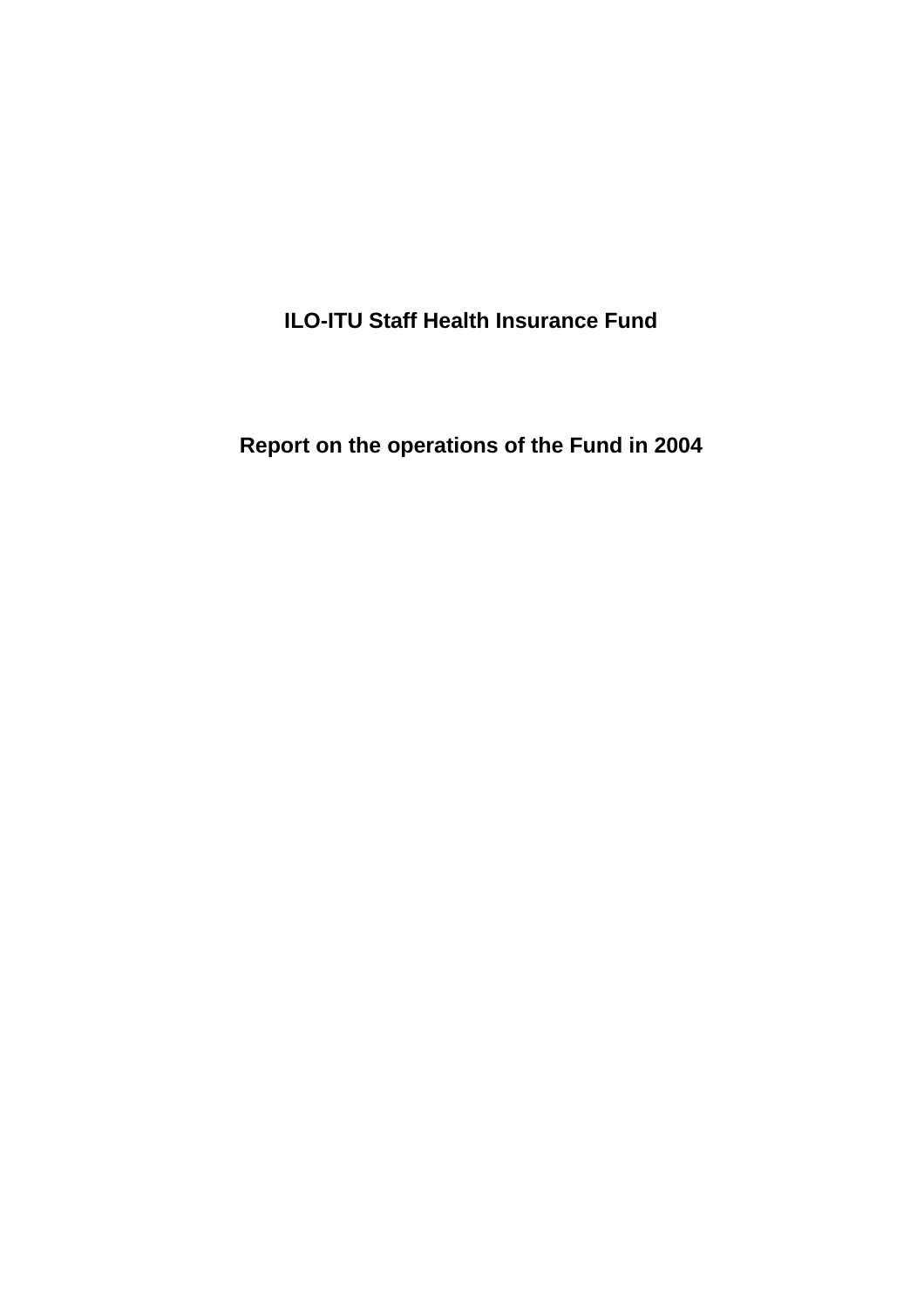# ILO-ITU Staff Health Insurance Fund

## Report on the operations of the Fund in 2004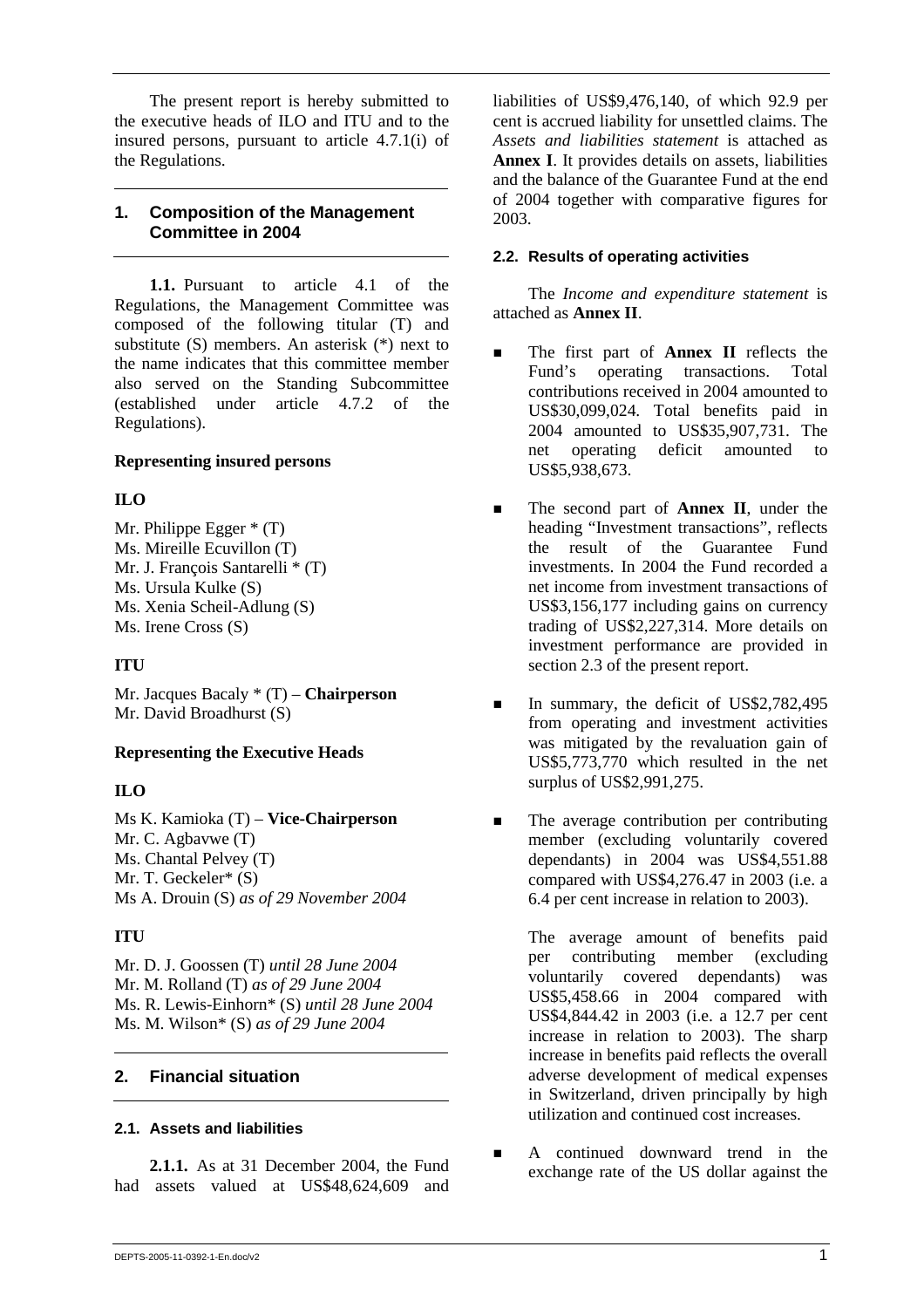The present report is hereby submitted to the executive heads of ILO and ITU and to the insured persons, pursuant to article 4.7.1(i) of the Regulations.

## 1. Composition of the Management Committee in 2004

**1.1.** Pursuant to article 4.1 of the Regulations, the Management Committee was composed of the following titular (T) and substitute (S) members. An asterisk (*) next to the name indicates that this committee member also served on the Standing Subcommittee (established under article 4.7.2 of the Regulations).

**Representing insured persons**

**ILO**

Mr. Philippe Egger * (T)
Ms. Mireille Ecuvillon (T)
Mr. J. François Santarelli * (T)
Ms. Ursula Kulke (S)
Ms. Xenia Scheil-Adlung (S)
Ms. Irene Cross (S)

**ITU**

Mr. Jacques Bacaly * (T) – **Chairperson**
Mr. David Broadhurst (S)

**Representing the Executive Heads**

**ILO**

Ms K. Kamioka (T) – **Vice-Chairperson**
Mr. C. Agbavwe (T)
Ms. Chantal Pelvey (T)
Mr. T. Geckeler* (S)
Ms A. Drouin (S) *as of 29 November 2004*

**ITU**

Mr. D. J. Goossen (T) *until 28 June 2004*
Mr. M. Rolland (T) *as of 29 June 2004*
Ms. R. Lewis-Einhorn* (S) *until 28 June 2004*
Ms. M. Wilson* (S) *as of 29 June 2004*

## 2. Financial situation

### 2.1. Assets and liabilities

**2.1.1.** As at 31 December 2004, the Fund had assets valued at US$48,624,609 and liabilities of US$9,476,140, of which 92.9 per cent is accrued liability for unsettled claims. The *Assets and liabilities statement* is attached as **Annex I**. It provides details on assets, liabilities and the balance of the Guarantee Fund at the end of 2004 together with comparative figures for 2003.

### 2.2. Results of operating activities

The *Income and expenditure statement* is attached as **Annex II**.

- The first part of **Annex II** reflects the Fund's operating transactions. Total contributions received in 2004 amounted to US$30,099,024. Total benefits paid in 2004 amounted to US$35,907,731. The net operating deficit amounted to US$5,938,673.
- The second part of **Annex II**, under the heading "Investment transactions", reflects the result of the Guarantee Fund investments. In 2004 the Fund recorded a net income from investment transactions of US$3,156,177 including gains on currency trading of US$2,227,314. More details on investment performance are provided in section 2.3 of the present report.
- In summary, the deficit of US$2,782,495 from operating and investment activities was mitigated by the revaluation gain of US$5,773,770 which resulted in the net surplus of US$2,991,275.
- The average contribution per contributing member (excluding voluntarily covered dependants) in 2004 was US$4,551.88 compared with US$4,276.47 in 2003 (i.e. a 6.4 per cent increase in relation to 2003).

  The average amount of benefits paid per contributing member (excluding voluntarily covered dependants) was US$5,458.66 in 2004 compared with US$4,844.42 in 2003 (i.e. a 12.7 per cent increase in relation to 2003). The sharp increase in benefits paid reflects the overall adverse development of medical expenses in Switzerland, driven principally by high utilization and continued cost increases.
- A continued downward trend in the exchange rate of the US dollar against the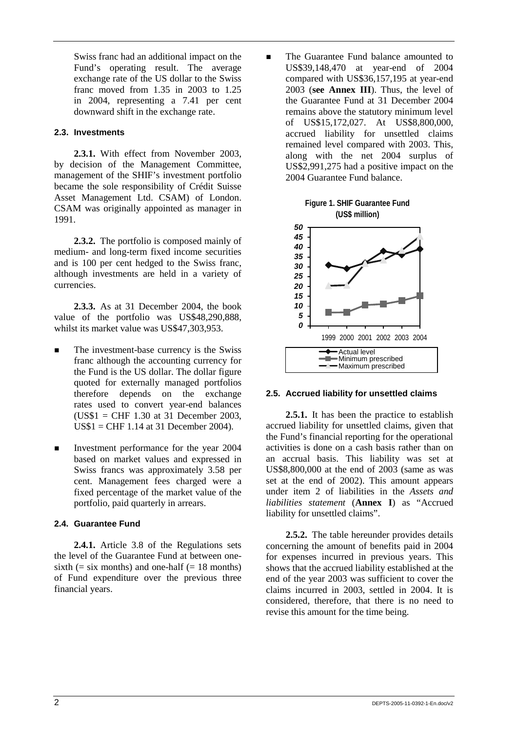Swiss franc had an additional impact on the Fund's operating result. The average exchange rate of the US dollar to the Swiss franc moved from 1.35 in 2003 to 1.25 in 2004, representing a 7.41 per cent downward shift in the exchange rate.

### 2.3. Investments

**2.3.1.** With effect from November 2003, by decision of the Management Committee, management of the SHIF's investment portfolio became the sole responsibility of Crédit Suisse Asset Management Ltd. CSAM) of London. CSAM was originally appointed as manager in 1991.

**2.3.2.** The portfolio is composed mainly of medium- and long-term fixed income securities and is 100 per cent hedged to the Swiss franc, although investments are held in a variety of currencies.

**2.3.3.** As at 31 December 2004, the book value of the portfolio was US$48,290,888, whilst its market value was US$47,303,953.

- The investment-base currency is the Swiss franc although the accounting currency for the Fund is the US dollar. The dollar figure quoted for externally managed portfolios therefore depends on the exchange rates used to convert year-end balances (US$1 = CHF 1.30 at 31 December 2003, US$1 = CHF 1.14 at 31 December 2004).
- Investment performance for the year 2004 based on market values and expressed in Swiss francs was approximately 3.58 per cent. Management fees charged were a fixed percentage of the market value of the portfolio, paid quarterly in arrears.

### 2.4. Guarantee Fund

**2.4.1.** Article 3.8 of the Regulations sets the level of the Guarantee Fund at between one-sixth (= six months) and one-half (= 18 months) of Fund expenditure over the previous three financial years.

- The Guarantee Fund balance amounted to US$39,148,470 at year-end of 2004 compared with US$36,157,195 at year-end 2003 (**see Annex III**). Thus, the level of the Guarantee Fund at 31 December 2004 remains above the statutory minimum level of US$15,172,027. At US$8,800,000, accrued liability for unsettled claims remained level compared with 2003. This, along with the net 2004 surplus of US$2,991,275 had a positive impact on the 2004 Guarantee Fund balance.

**Figure 1. SHIF Guarantee Fund (US$ million)**

| Year | Actual level | Minimum prescribed | Maximum prescribed |
|---|---|---|---|
| 1999 | 31 | 7 | 20.5 |
| 2000 | 29 | 7 | 20.5 |
| 2001 | 32 | 10.5 | 32 |
| 2002 | 38 | 11 | 34 |
| 2003 | 36 | 13 | 39 |
| 2004 | 39 | 15 | 45.5 |

*(Values approximated from chart.)*

### 2.5. Accrued liability for unsettled claims

**2.5.1.** It has been the practice to establish accrued liability for unsettled claims, given that the Fund's financial reporting for the operational activities is done on a cash basis rather than on an accrual basis. This liability was set at US$8,800,000 at the end of 2003 (same as was set at the end of 2002). This amount appears under item 2 of liabilities in the *Assets and liabilities statement* (**Annex I**) as "Accrued liability for unsettled claims".

**2.5.2.** The table hereunder provides details concerning the amount of benefits paid in 2004 for expenses incurred in previous years. This shows that the accrued liability established at the end of the year 2003 was sufficient to cover the claims incurred in 2003, settled in 2004. It is considered, therefore, that there is no need to revise this amount for the time being.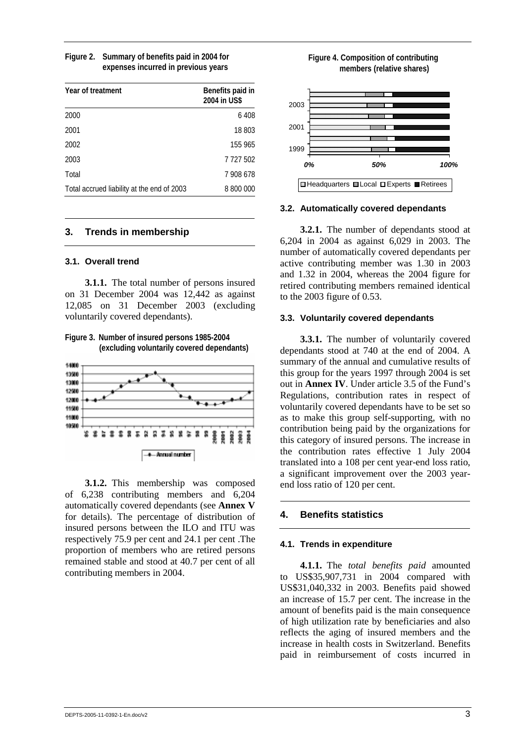**Figure 2. Summary of benefits paid in 2004 for expenses incurred in previous years**

| Year of treatment | Benefits paid in 2004 in US$ |
|---|---|
| 2000 | 6 408 |
| 2001 | 18 803 |
| 2002 | 155 965 |
| 2003 | 7 727 502 |
| Total | 7 908 678 |
| Total accrued liability at the end of 2003 | 8 800 000 |

## 3. Trends in membership

### 3.1. Overall trend

**3.1.1.** The total number of persons insured on 31 December 2004 was 12,442 as against 12,085 on 31 December 2003 (excluding voluntarily covered dependants).

**Figure 3. Number of insured persons 1985-2004 (excluding voluntarily covered dependants)**

**3.1.2.** This membership was composed of 6,238 contributing members and 6,204 automatically covered dependants (see **Annex V** for details). The percentage of distribution of insured persons between the ILO and ITU was respectively 75.9 per cent and 24.1 per cent .The proportion of members who are retired persons remained stable and stood at 40.7 per cent of all contributing members in 2004.

**Figure 4. Composition of contributing members (relative shares)**

### 3.2. Automatically covered dependants

**3.2.1.** The number of dependants stood at 6,204 in 2004 as against 6,029 in 2003. The number of automatically covered dependants per active contributing member was 1.30 in 2003 and 1.32 in 2004, whereas the 2004 figure for retired contributing members remained identical to the 2003 figure of 0.53.

### 3.3. Voluntarily covered dependants

**3.3.1.** The number of voluntarily covered dependants stood at 740 at the end of 2004. A summary of the annual and cumulative results of this group for the years 1997 through 2004 is set out in **Annex IV**. Under article 3.5 of the Fund's Regulations, contribution rates in respect of voluntarily covered dependants have to be set so as to make this group self-supporting, with no contribution being paid by the organizations for this category of insured persons. The increase in the contribution rates effective 1 July 2004 translated into a 108 per cent year-end loss ratio, a significant improvement over the 2003 year-end loss ratio of 120 per cent.

## 4. Benefits statistics

### 4.1. Trends in expenditure

**4.1.1.** The *total benefits paid* amounted to US$35,907,731 in 2004 compared with US$31,040,332 in 2003. Benefits paid showed an increase of 15.7 per cent. The increase in the amount of benefits paid is the main consequence of high utilization rate by beneficiaries and also reflects the aging of insured members and the increase in health costs in Switzerland. Benefits paid in reimbursement of costs incurred in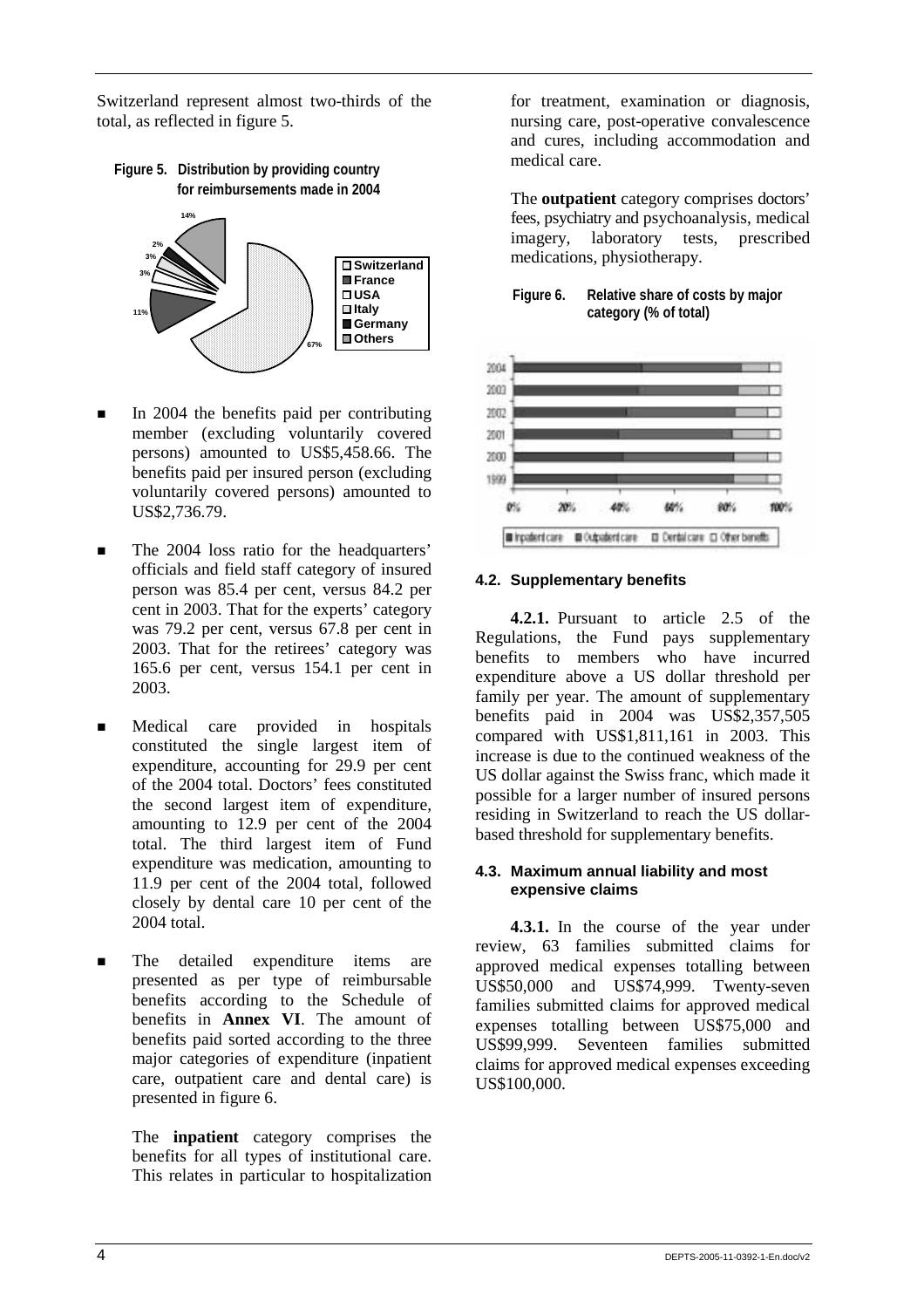Switzerland represent almost two-thirds of the total, as reflected in figure 5.

**Figure 5. Distribution by providing country for reimbursements made in 2004**

- In 2004 the benefits paid per contributing member (excluding voluntarily covered persons) amounted to US$5,458.66. The benefits paid per insured person (excluding voluntarily covered persons) amounted to US$2,736.79.

- The 2004 loss ratio for the headquarters' officials and field staff category of insured person was 85.4 per cent, versus 84.2 per cent in 2003. That for the experts' category was 79.2 per cent, versus 67.8 per cent in 2003. That for the retirees' category was 165.6 per cent, versus 154.1 per cent in 2003.

- Medical care provided in hospitals constituted the single largest item of expenditure, accounting for 29.9 per cent of the 2004 total. Doctors' fees constituted the second largest item of expenditure, amounting to 12.9 per cent of the 2004 total. The third largest item of Fund expenditure was medication, amounting to 11.9 per cent of the 2004 total, followed closely by dental care 10 per cent of the 2004 total.

- The detailed expenditure items are presented as per type of reimbursable benefits according to the Schedule of benefits in **Annex VI**. The amount of benefits paid sorted according to the three major categories of expenditure (inpatient care, outpatient care and dental care) is presented in figure 6.

  The **inpatient** category comprises the benefits for all types of institutional care. This relates in particular to hospitalization for treatment, examination or diagnosis, nursing care, post-operative convalescence and cures, including accommodation and medical care.

  The **outpatient** category comprises doctors' fees, psychiatry and psychoanalysis, medical imagery, laboratory tests, prescribed medications, physiotherapy.

**Figure 6. Relative share of costs by major category (% of total)**

### 4.2. Supplementary benefits

**4.2.1.** Pursuant to article 2.5 of the Regulations, the Fund pays supplementary benefits to members who have incurred expenditure above a US dollar threshold per family per year. The amount of supplementary benefits paid in 2004 was US$2,357,505 compared with US$1,811,161 in 2003. This increase is due to the continued weakness of the US dollar against the Swiss franc, which made it possible for a larger number of insured persons residing in Switzerland to reach the US dollar-based threshold for supplementary benefits.

### 4.3. Maximum annual liability and most expensive claims

**4.3.1.** In the course of the year under review, 63 families submitted claims for approved medical expenses totalling between US$50,000 and US$74,999. Twenty-seven families submitted claims for approved medical expenses totalling between US$75,000 and US$99,999. Seventeen families submitted claims for approved medical expenses exceeding US$100,000.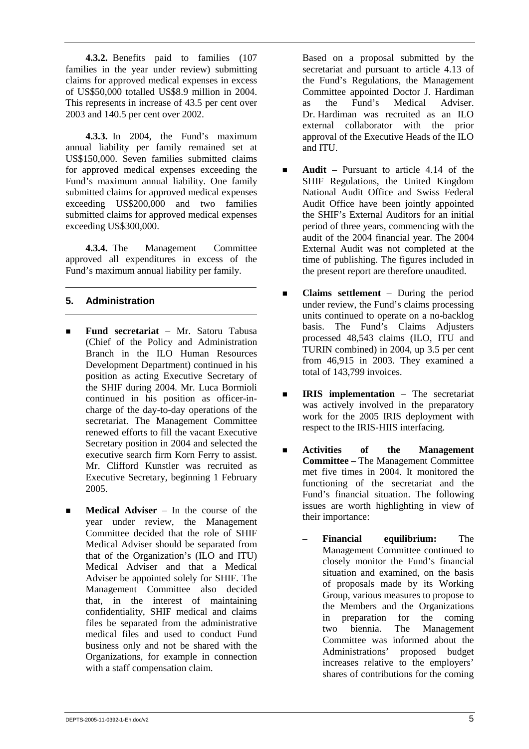**4.3.2.** Benefits paid to families (107 families in the year under review) submitting claims for approved medical expenses in excess of US$50,000 totalled US$8.9 million in 2004. This represents in increase of 43.5 per cent over 2003 and 140.5 per cent over 2002.

**4.3.3.** In 2004, the Fund's maximum annual liability per family remained set at US$150,000. Seven families submitted claims for approved medical expenses exceeding the Fund's maximum annual liability. One family submitted claims for approved medical expenses exceeding US$200,000 and two families submitted claims for approved medical expenses exceeding US$300,000.

**4.3.4.** The Management Committee approved all expenditures in excess of the Fund's maximum annual liability per family.

## 5. Administration

- **Fund secretariat** – Mr. Satoru Tabusa (Chief of the Policy and Administration Branch in the ILO Human Resources Development Department) continued in his position as acting Executive Secretary of the SHIF during 2004. Mr. Luca Bormioli continued in his position as officer-in-charge of the day-to-day operations of the secretariat. The Management Committee renewed efforts to fill the vacant Executive Secretary position in 2004 and selected the executive search firm Korn Ferry to assist. Mr. Clifford Kunstler was recruited as Executive Secretary, beginning 1 February 2005.
- **Medical Adviser** – In the course of the year under review, the Management Committee decided that the role of SHIF Medical Adviser should be separated from that of the Organization's (ILO and ITU) Medical Adviser and that a Medical Adviser be appointed solely for SHIF. The Management Committee also decided that, in the interest of maintaining confidentiality, SHIF medical and claims files be separated from the administrative medical files and used to conduct Fund business only and not be shared with the Organizations, for example in connection with a staff compensation claim.

  Based on a proposal submitted by the secretariat and pursuant to article 4.13 of the Fund's Regulations, the Management Committee appointed Doctor J. Hardiman as the Fund's Medical Adviser. Dr. Hardiman was recruited as an ILO external collaborator with the prior approval of the Executive Heads of the ILO and ITU.
- **Audit** – Pursuant to article 4.14 of the SHIF Regulations, the United Kingdom National Audit Office and Swiss Federal Audit Office have been jointly appointed the SHIF's External Auditors for an initial period of three years, commencing with the audit of the 2004 financial year. The 2004 External Audit was not completed at the time of publishing. The figures included in the present report are therefore unaudited.
- **Claims settlement** – During the period under review, the Fund's claims processing units continued to operate on a no-backlog basis. The Fund's Claims Adjusters processed 48,543 claims (ILO, ITU and TURIN combined) in 2004, up 3.5 per cent from 46,915 in 2003. They examined a total of 143,799 invoices.
- **IRIS implementation** – The secretariat was actively involved in the preparatory work for the 2005 IRIS deployment with respect to the IRIS-HIIS interfacing.
- **Activities of the Management Committee –** The Management Committee met five times in 2004. It monitored the functioning of the secretariat and the Fund's financial situation. The following issues are worth highlighting in view of their importance:
  - **Financial equilibrium:** The Management Committee continued to closely monitor the Fund's financial situation and examined, on the basis of proposals made by its Working Group, various measures to propose to the Members and the Organizations in preparation for the coming two biennia. The Management Committee was informed about the Administrations' proposed budget increases relative to the employers' shares of contributions for the coming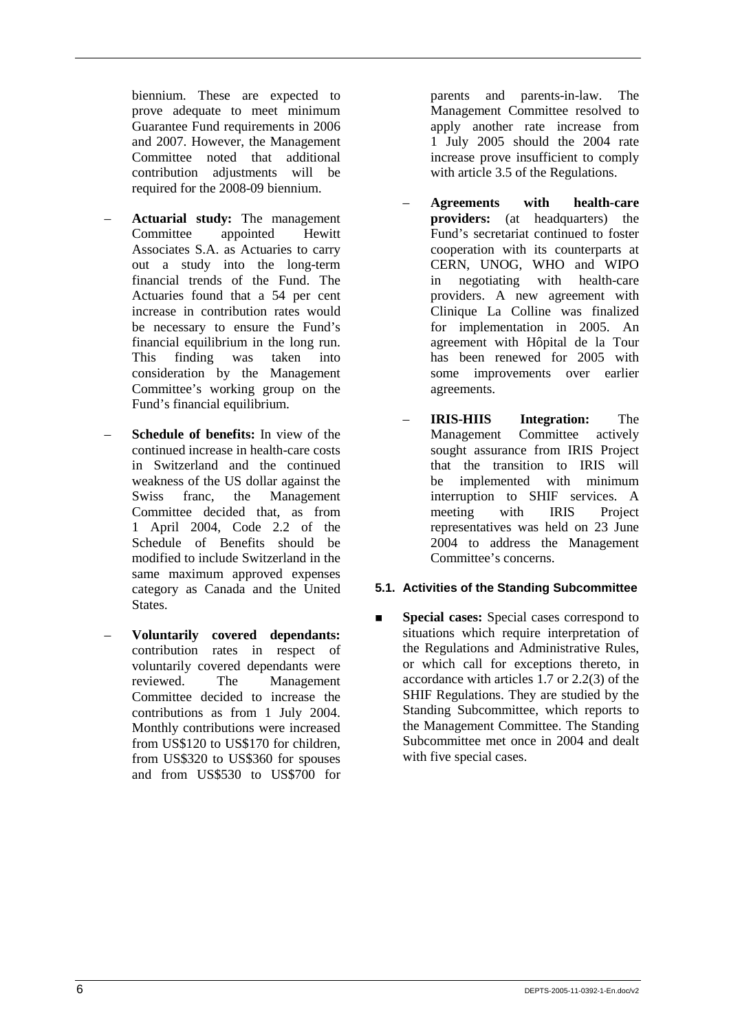biennium. These are expected to prove adequate to meet minimum Guarantee Fund requirements in 2006 and 2007. However, the Management Committee noted that additional contribution adjustments will be required for the 2008-09 biennium.

– **Actuarial study:** The management Committee appointed Hewitt Associates S.A. as Actuaries to carry out a study into the long-term financial trends of the Fund. The Actuaries found that a 54 per cent increase in contribution rates would be necessary to ensure the Fund's financial equilibrium in the long run. This finding was taken into consideration by the Management Committee's working group on the Fund's financial equilibrium.

– **Schedule of benefits:** In view of the continued increase in health-care costs in Switzerland and the continued weakness of the US dollar against the Swiss franc, the Management Committee decided that, as from 1 April 2004, Code 2.2 of the Schedule of Benefits should be modified to include Switzerland in the same maximum approved expenses category as Canada and the United States.

– **Voluntarily covered dependants:** contribution rates in respect of voluntarily covered dependants were reviewed. The Management Committee decided to increase the contributions as from 1 July 2004. Monthly contributions were increased from US$120 to US$170 for children, from US$320 to US$360 for spouses and from US$530 to US$700 for parents and parents-in-law. The Management Committee resolved to apply another rate increase from 1 July 2005 should the 2004 rate increase prove insufficient to comply with article 3.5 of the Regulations.

– **Agreements with health-care providers:** (at headquarters) the Fund's secretariat continued to foster cooperation with its counterparts at CERN, UNOG, WHO and WIPO in negotiating with health-care providers. A new agreement with Clinique La Colline was finalized for implementation in 2005. An agreement with Hôpital de la Tour has been renewed for 2005 with some improvements over earlier agreements.

– **IRIS-HIIS Integration:** The Management Committee actively sought assurance from IRIS Project that the transition to IRIS will be implemented with minimum interruption to SHIF services. A meeting with IRIS Project representatives was held on 23 June 2004 to address the Management Committee's concerns.

### 5.1. Activities of the Standing Subcommittee

- **Special cases:** Special cases correspond to situations which require interpretation of the Regulations and Administrative Rules, or which call for exceptions thereto, in accordance with articles 1.7 or 2.2(3) of the SHIF Regulations. They are studied by the Standing Subcommittee, which reports to the Management Committee. The Standing Subcommittee met once in 2004 and dealt with five special cases.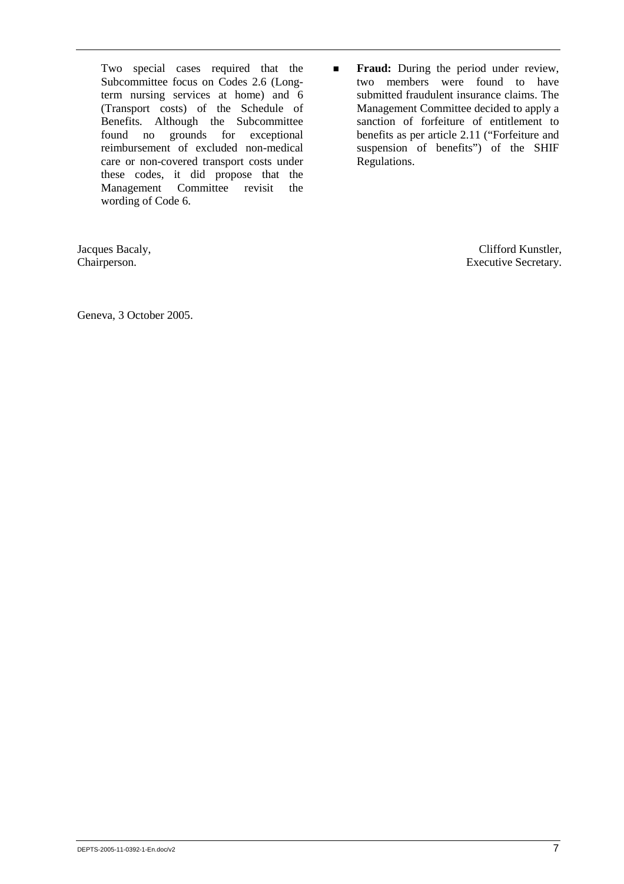Two special cases required that the Subcommittee focus on Codes 2.6 (Long-term nursing services at home) and 6 (Transport costs) of the Schedule of Benefits. Although the Subcommittee found no grounds for exceptional reimbursement of excluded non-medical care or non-covered transport costs under these codes, it did propose that the Management Committee revisit the wording of Code 6.

- **Fraud:** During the period under review, two members were found to have submitted fraudulent insurance claims. The Management Committee decided to apply a sanction of forfeiture of entitlement to benefits as per article 2.11 ("Forfeiture and suspension of benefits") of the SHIF Regulations.

Jacques Bacaly,
Chairperson.

Clifford Kunstler,
Executive Secretary.

Geneva, 3 October 2005.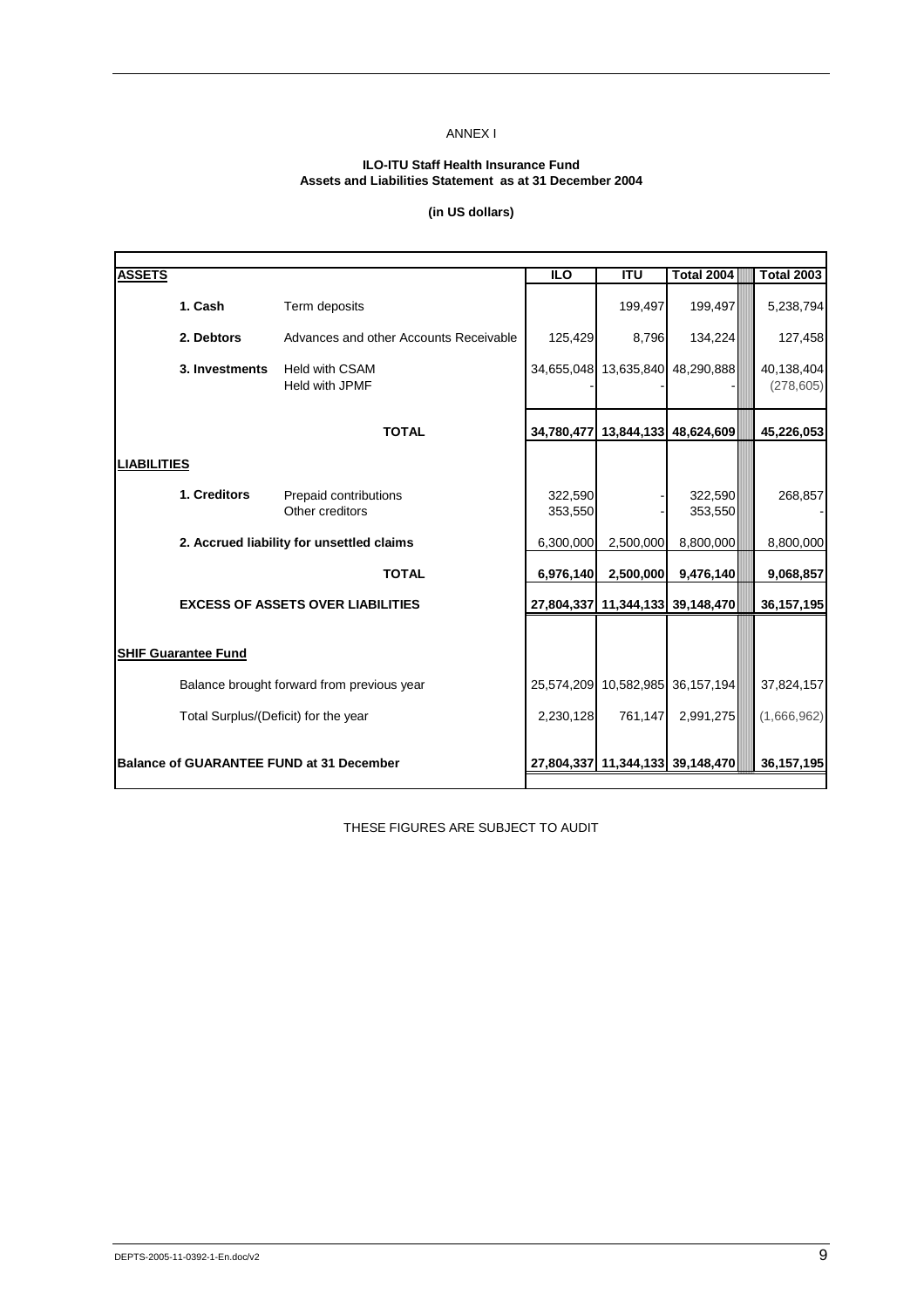ANNEX I

**ILO-ITU Staff Health Insurance Fund**
**Assets and Liabilities Statement as at 31 December 2004**

**(in US dollars)**

| **ASSETS** | | | **ILO** | **ITU** | **Total 2004** | **Total 2003** |
|---|---|---|---|---|---|---|
| | **1. Cash** | Term deposits | | 199,497 | 199,497 | 5,238,794 |
| | **2. Debtors** | Advances and other Accounts Receivable | 125,429 | 8,796 | 134,224 | 127,458 |
| | **3. Investments** | Held with CSAM | 34,655,048 | 13,635,840 | 48,290,888 | 40,138,404 |
| | | Held with JPMF | - | - | - | (278,605) |
| | | **TOTAL** | **34,780,477** | **13,844,133** | **48,624,609** | **45,226,053** |
| **LIABILITIES** | | | | | | |
| | **1. Creditors** | Prepaid contributions | 322,590 | - | 322,590 | 268,857 |
| | | Other creditors | 353,550 | - | 353,550 | - |
| | **2. Accrued liability for unsettled claims** | | 6,300,000 | 2,500,000 | 8,800,000 | 8,800,000 |
| | | **TOTAL** | **6,976,140** | **2,500,000** | **9,476,140** | **9,068,857** |
| | **EXCESS OF ASSETS OVER LIABILITIES** | | **27,804,337** | **11,344,133** | **39,148,470** | **36,157,195** |
| **SHIF Guarantee Fund** | | | | | | |
| | Balance brought forward from previous year | | 25,574,209 | 10,582,985 | 36,157,194 | 37,824,157 |
| | Total Surplus/(Deficit) for the year | | 2,230,128 | 761,147 | 2,991,275 | (1,666,962) |
| **Balance of GUARANTEE FUND at 31 December** | | | **27,804,337** | **11,344,133** | **39,148,470** | **36,157,195** |

THESE FIGURES ARE SUBJECT TO AUDIT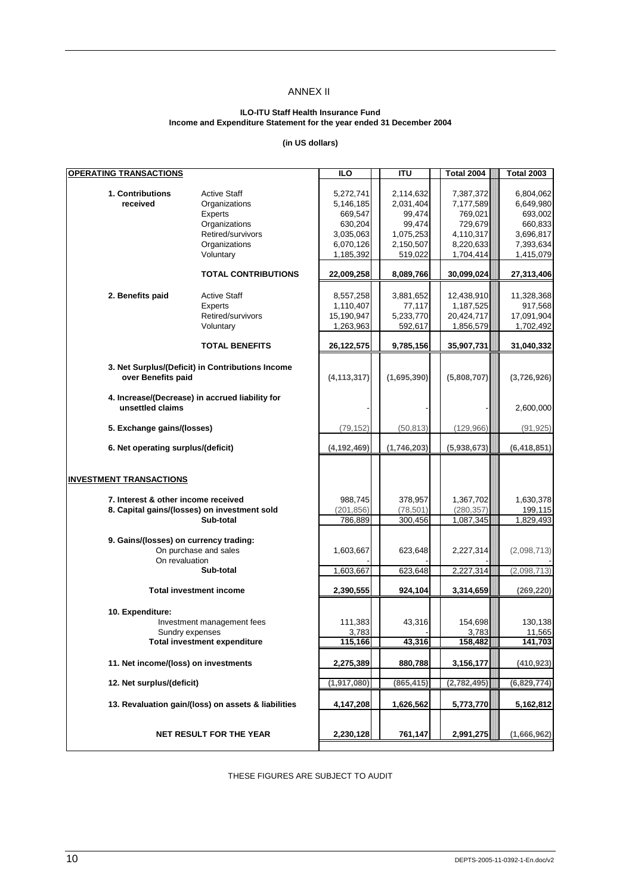# ANNEX II

**ILO-ITU Staff Health Insurance Fund**
**Income and Expenditure Statement for the year ended 31 December 2004**

**(in US dollars)**

| **OPERATING TRANSACTIONS** | | **ILO** | **ITU** | **Total 2004** | **Total 2003** |
|---|---|---|---|---|---|
| **1. Contributions received** | Active Staff | 5,272,741 | 2,114,632 | 7,387,372 | 6,804,062 |
| | Organizations | 5,146,185 | 2,031,404 | 7,177,589 | 6,649,980 |
| | Experts | 669,547 | 99,474 | 769,021 | 693,002 |
| | Organizations | 630,204 | 99,474 | 729,679 | 660,833 |
| | Retired/survivors | 3,035,063 | 1,075,253 | 4,110,317 | 3,696,817 |
| | Organizations | 6,070,126 | 2,150,507 | 8,220,633 | 7,393,634 |
| | Voluntary | 1,185,392 | 519,022 | 1,704,414 | 1,415,079 |
| | **TOTAL CONTRIBUTIONS** | **22,009,258** | **8,089,766** | **30,099,024** | **27,313,406** |
| **2. Benefits paid** | Active Staff | 8,557,258 | 3,881,652 | 12,438,910 | 11,328,368 |
| | Experts | 1,110,407 | 77,117 | 1,187,525 | 917,568 |
| | Retired/survivors | 15,190,947 | 5,233,770 | 20,424,717 | 17,091,904 |
| | Voluntary | 1,263,963 | 592,617 | 1,856,579 | 1,702,492 |
| | **TOTAL BENEFITS** | **26,122,575** | **9,785,156** | **35,907,731** | **31,040,332** |
| **3. Net Surplus/(Deficit) in Contributions Income over Benefits paid** | | **(4,113,317)** | **(1,695,390)** | **(5,808,707)** | **(3,726,926)** |
| **4. Increase/(Decrease) in accrued liability for unsettled claims** | | - | - | - | 2,600,000 |
| **5. Exchange gains/(losses)** | | (79,152) | (50,813) | (129,966) | (91,925) |
| **6. Net operating surplus/(deficit)** | | **(4,192,469)** | **(1,746,203)** | **(5,938,673)** | **(6,418,851)** |
| **INVESTMENT TRANSACTIONS** | | | | | |
| **7. Interest & other income received** | | 988,745 | 378,957 | 1,367,702 | 1,630,378 |
| **8. Capital gains/(losses) on investment sold** | | (201,856) | (78,501) | (280,357) | 199,115 |
| | **Sub-total** | 786,889 | 300,456 | 1,087,345 | 1,829,493 |
| **9. Gains/(losses) on currency trading:** | | | | | |
| | On purchase and sales | 1,603,667 | 623,648 | 2,227,314 | (2,098,713) |
| | On revaluation | - | - | - | - |
| | **Sub-total** | 1,603,667 | 623,648 | 2,227,314 | (2,098,713) |
| | **Total investment income** | **2,390,555** | **924,104** | **3,314,659** | **(269,220)** |
| **10. Expenditure:** | | | | | |
| | Investment management fees | 111,383 | 43,316 | 154,698 | 130,138 |
| | Sundry expenses | 3,783 | - | 3,783 | 11,565 |
| | **Total investment expenditure** | **115,166** | **43,316** | **158,482** | **141,703** |
| **11. Net income/(loss) on investments** | | **2,275,389** | **880,788** | **3,156,177** | **(410,923)** |
| **12. Net surplus/(deficit)** | | **(1,917,080)** | **(865,415)** | **(2,782,495)** | **(6,829,774)** |
| **13. Revaluation gain/(loss) on assets & liabilities** | | **4,147,208** | **1,626,562** | **5,773,770** | **5,162,812** |
| | **NET RESULT FOR THE YEAR** | **2,230,128** | **761,147** | **2,991,275** | **(1,666,962)** |

THESE FIGURES ARE SUBJECT TO AUDIT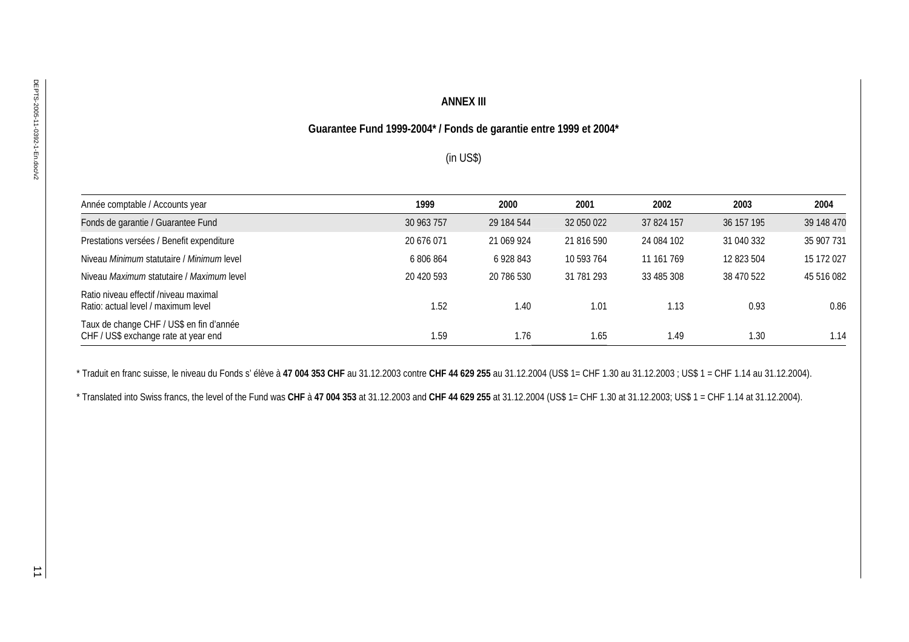**ANNEX III**

**Guarantee Fund 1999-2004* / Fonds de garantie entre 1999 et 2004***

(in US$)

| Année comptable / Accounts year | 1999 | 2000 | 2001 | 2002 | 2003 | 2004 |
|---|---|---|---|---|---|---|
| Fonds de garantie / Guarantee Fund | 30 963 757 | 29 184 544 | 32 050 022 | 37 824 157 | 36 157 195 | 39 148 470 |
| Prestations versées / Benefit expenditure | 20 676 071 | 21 069 924 | 21 816 590 | 24 084 102 | 31 040 332 | 35 907 731 |
| Niveau *Minimum* statutaire / *Minimum* level | 6 806 864 | 6 928 843 | 10 593 764 | 11 161 769 | 12 823 504 | 15 172 027 |
| Niveau *Maximum* statutaire / *Maximum* level | 20 420 593 | 20 786 530 | 31 781 293 | 33 485 308 | 38 470 522 | 45 516 082 |
| Ratio niveau effectif /niveau maximal<br>Ratio: actual level / maximum level | 1.52 | 1.40 | 1.01 | 1.13 | 0.93 | 0.86 |
| Taux de change CHF / US$ en fin d'année<br>CHF / US$ exchange rate at year end | 1.59 | 1.76 | 1.65 | 1.49 | 1.30 | 1.14 |

* Traduit en franc suisse, le niveau du Fonds s' élève à **47 004 353 CHF** au 31.12.2003 contre **CHF 44 629 255** au 31.12.2004 (US$ 1= CHF 1.30 au 31.12.2003 ; US$ 1 = CHF 1.14 au 31.12.2004).

* Translated into Swiss francs, the level of the Fund was **CHF** à **47 004 353** at 31.12.2003 and **CHF 44 629 255** at 31.12.2004 (US$ 1= CHF 1.30 at 31.12.2003; US$ 1 = CHF 1.14 at 31.12.2004).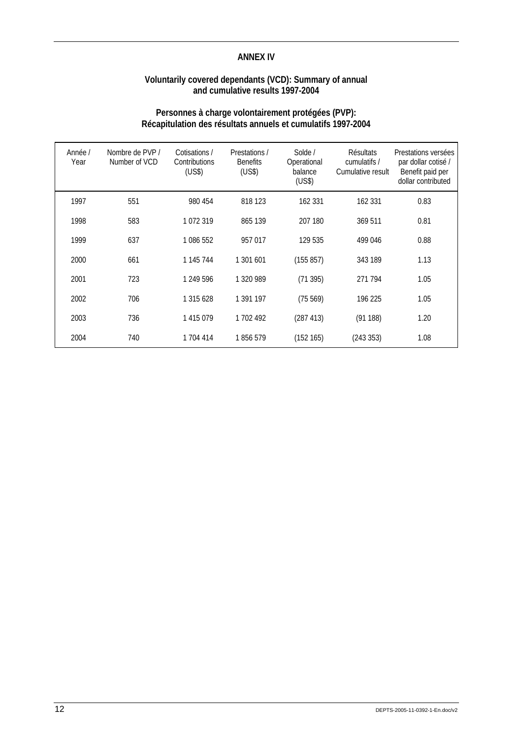## ANNEX IV

### Voluntarily covered dependants (VCD): Summary of annual and cumulative results 1997-2004

### Personnes à charge volontairement protégées (PVP): Récapitulation des résultats annuels et cumulatifs 1997-2004

| Année / Year | Nombre de PVP / Number of VCD | Cotisations / Contributions (US$) | Prestations / Benefits (US$) | Solde / Operational balance (US$) | Résultats cumulatifs / Cumulative result | Prestations versées par dollar cotisé / Benefit paid per dollar contributed |
|---|---|---|---|---|---|---|
| 1997 | 551 | 980 454 | 818 123 | 162 331 | 162 331 | 0.83 |
| 1998 | 583 | 1 072 319 | 865 139 | 207 180 | 369 511 | 0.81 |
| 1999 | 637 | 1 086 552 | 957 017 | 129 535 | 499 046 | 0.88 |
| 2000 | 661 | 1 145 744 | 1 301 601 | (155 857) | 343 189 | 1.13 |
| 2001 | 723 | 1 249 596 | 1 320 989 | (71 395) | 271 794 | 1.05 |
| 2002 | 706 | 1 315 628 | 1 391 197 | (75 569) | 196 225 | 1.05 |
| 2003 | 736 | 1 415 079 | 1 702 492 | (287 413) | (91 188) | 1.20 |
| 2004 | 740 | 1 704 414 | 1 856 579 | (152 165) | (243 353) | 1.08 |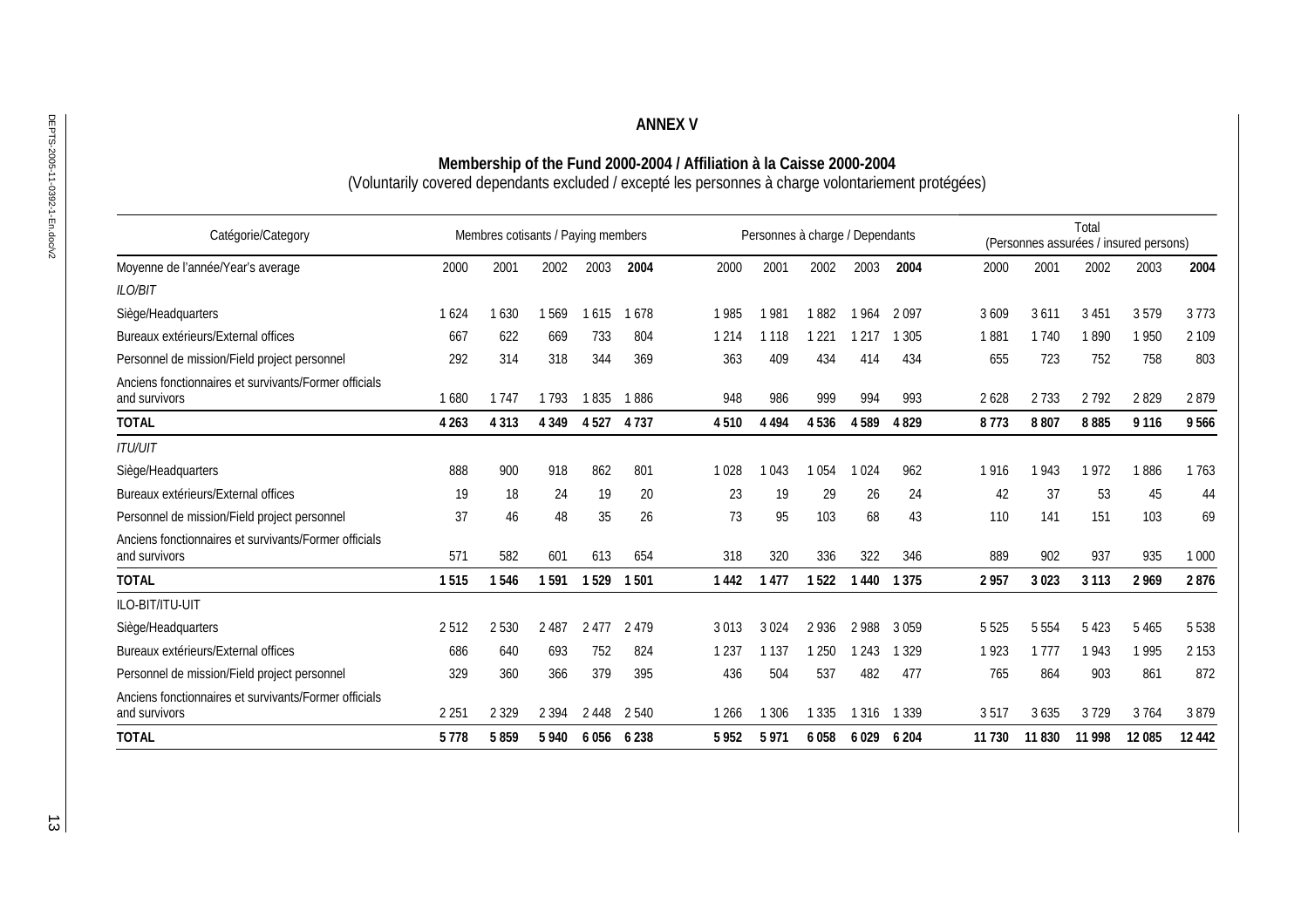## ANNEX V

### Membership of the Fund 2000-2004 / Affiliation à la Caisse 2000-2004

(Voluntarily covered dependants excluded / excepté les personnes à charge volontariement protégées)

| Catégorie/Category | Membres cotisants / Paying members | | | | | Personnes à charge / Dependants | | | | | Total (Personnes assurées / insured persons) | | | | |
|---|---|---|---|---|---|---|---|---|---|---|---|---|---|---|---|
| Moyenne de l'année/Year's average | 2000 | 2001 | 2002 | 2003 | **2004** | 2000 | 2001 | 2002 | 2003 | **2004** | 2000 | 2001 | 2002 | 2003 | **2004** |
| *ILO/BIT* | | | | | | | | | | | | | | | |
| Siège/Headquarters | 1 624 | 1 630 | 1 569 | 1 615 | 1 678 | 1 985 | 1 981 | 1 882 | 1 964 | 2 097 | 3 609 | 3 611 | 3 451 | 3 579 | 3 773 |
| Bureaux extérieurs/External offices | 667 | 622 | 669 | 733 | 804 | 1 214 | 1 118 | 1 221 | 1 217 | 1 305 | 1 881 | 1 740 | 1 890 | 1 950 | 2 109 |
| Personnel de mission/Field project personnel | 292 | 314 | 318 | 344 | 369 | 363 | 409 | 434 | 414 | 434 | 655 | 723 | 752 | 758 | 803 |
| Anciens fonctionnaires et survivants/Former officials and survivors | 1 680 | 1 747 | 1 793 | 1 835 | 1 886 | 948 | 986 | 999 | 994 | 993 | 2 628 | 2 733 | 2 792 | 2 829 | 2 879 |
| **TOTAL** | **4 263** | **4 313** | **4 349** | **4 527** | **4 737** | **4 510** | **4 494** | **4 536** | **4 589** | **4 829** | **8 773** | **8 807** | **8 885** | **9 116** | **9 566** |
| *ITU/UIT* | | | | | | | | | | | | | | | |
| Siège/Headquarters | 888 | 900 | 918 | 862 | 801 | 1 028 | 1 043 | 1 054 | 1 024 | 962 | 1 916 | 1 943 | 1 972 | 1 886 | 1 763 |
| Bureaux extérieurs/External offices | 19 | 18 | 24 | 19 | 20 | 23 | 19 | 29 | 26 | 24 | 42 | 37 | 53 | 45 | 44 |
| Personnel de mission/Field project personnel | 37 | 46 | 48 | 35 | 26 | 73 | 95 | 103 | 68 | 43 | 110 | 141 | 151 | 103 | 69 |
| Anciens fonctionnaires et survivants/Former officials and survivors | 571 | 582 | 601 | 613 | 654 | 318 | 320 | 336 | 322 | 346 | 889 | 902 | 937 | 935 | 1 000 |
| **TOTAL** | **1 515** | **1 546** | **1 591** | **1 529** | **1 501** | **1 442** | **1 477** | **1 522** | **1 440** | **1 375** | **2 957** | **3 023** | **3 113** | **2 969** | **2 876** |
| ILO-BIT/ITU-UIT | | | | | | | | | | | | | | | |
| Siège/Headquarters | 2 512 | 2 530 | 2 487 | 2 477 | 2 479 | 3 013 | 3 024 | 2 936 | 2 988 | 3 059 | 5 525 | 5 554 | 5 423 | 5 465 | 5 538 |
| Bureaux extérieurs/External offices | 686 | 640 | 693 | 752 | 824 | 1 237 | 1 137 | 1 250 | 1 243 | 1 329 | 1 923 | 1 777 | 1 943 | 1 995 | 2 153 |
| Personnel de mission/Field project personnel | 329 | 360 | 366 | 379 | 395 | 436 | 504 | 537 | 482 | 477 | 765 | 864 | 903 | 861 | 872 |
| Anciens fonctionnaires et survivants/Former officials and survivors | 2 251 | 2 329 | 2 394 | 2 448 | 2 540 | 1 266 | 1 306 | 1 335 | 1 316 | 1 339 | 3 517 | 3 635 | 3 729 | 3 764 | 3 879 |
| **TOTAL** | **5 778** | **5 859** | **5 940** | **6 056** | **6 238** | **5 952** | **5 971** | **6 058** | **6 029** | **6 204** | **11 730** | **11 830** | **11 998** | **12 085** | **12 442** |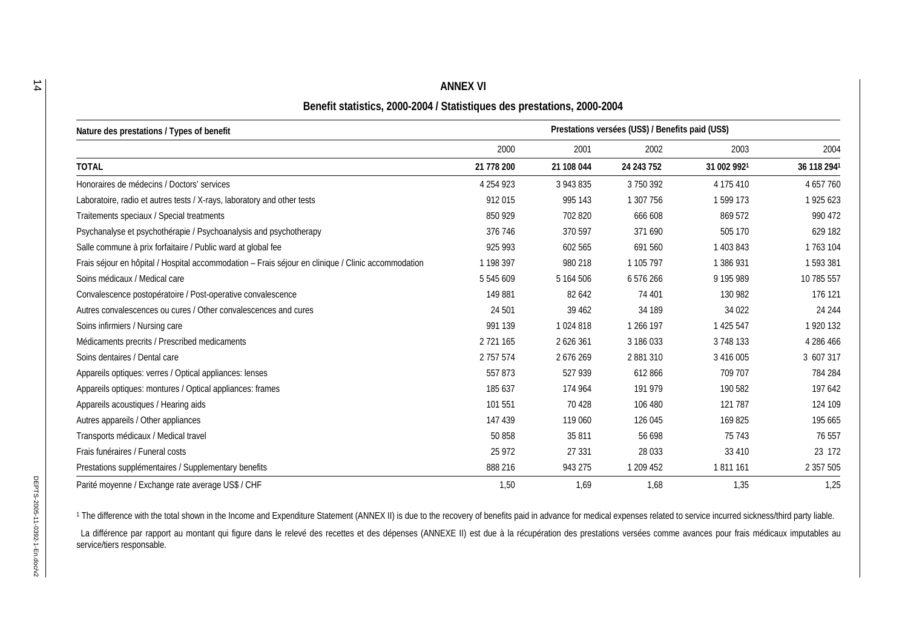# ANNEX VI

## Benefit statistics, 2000-2004 / Statistiques des prestations, 2000-2004

| Nature des prestations / Types of benefit | Prestations versées (US$) / Benefits paid (US$) | | | | |
|---|---|---|---|---|---|
| | 2000 | 2001 | 2002 | 2003 | 2004 |
| **TOTAL** | **21 778 200** | **21 108 044** | **24 243 752** | **31 002 992**[1] | **36 118 294**[1] |
| Honoraires de médecins / Doctors' services | 4 254 923 | 3 943 835 | 3 750 392 | 4 175 410 | 4 657 760 |
| Laboratoire, radio et autres tests / X-rays, laboratory and other tests | 912 015 | 995 143 | 1 307 756 | 1 599 173 | 1 925 623 |
| Traitements speciaux / Special treatments | 850 929 | 702 820 | 666 608 | 869 572 | 990 472 |
| Psychanalyse et psychothérapie / Psychoanalysis and psychotherapy | 376 746 | 370 597 | 371 690 | 505 170 | 629 182 |
| Salle commune à prix forfaitaire / Public ward at global fee | 925 993 | 602 565 | 691 560 | 1 403 843 | 1 763 104 |
| Frais séjour en hôpital / Hospital accommodation – Frais séjour en clinique / Clinic accommodation | 1 198 397 | 980 218 | 1 105 797 | 1 386 931 | 1 593 381 |
| Soins médicaux / Medical care | 5 545 609 | 5 164 506 | 6 576 266 | 9 195 989 | 10 785 557 |
| Convalescence postopératoire / Post-operative convalescence | 149 881 | 82 642 | 74 401 | 130 982 | 176 121 |
| Autres convalescences ou cures / Other convalescences and cures | 24 501 | 39 462 | 34 189 | 34 022 | 24 244 |
| Soins infirmiers / Nursing care | 991 139 | 1 024 818 | 1 266 197 | 1 425 547 | 1 920 132 |
| Médicaments precrits / Prescribed medicaments | 2 721 165 | 2 626 361 | 3 186 033 | 3 748 133 | 4 286 466 |
| Soins dentaires / Dental care | 2 757 574 | 2 676 269 | 2 881 310 | 3 416 005 | 3 607 317 |
| Appareils optiques: verres / Optical appliances: lenses | 557 873 | 527 939 | 612 866 | 709 707 | 784 284 |
| Appareils optiques: montures / Optical appliances: frames | 185 637 | 174 964 | 191 979 | 190 582 | 197 642 |
| Appareils acoustiques / Hearing aids | 101 551 | 70 428 | 106 480 | 121 787 | 124 109 |
| Autres appareils / Other appliances | 147 439 | 119 060 | 126 045 | 169 825 | 195 665 |
| Transports médicaux / Medical travel | 50 858 | 35 811 | 56 698 | 75 743 | 76 557 |
| Frais funéraires / Funeral costs | 25 972 | 27 331 | 28 033 | 33 410 | 23 172 |
| Prestations supplémentaires / Supplementary benefits | 888 216 | 943 275 | 1 209 452 | 1 811 161 | 2 357 505 |
| Parité moyenne / Exchange rate average US$ / CHF | 1,50 | 1,69 | 1,68 | 1,35 | 1,25 |

[1] The difference with the total shown in the Income and Expenditure Statement (ANNEX II) is due to the recovery of benefits paid in advance for medical expenses related to service incurred sickness/third party liable.

La différence par rapport au montant qui figure dans le relevé des recettes et des dépenses (ANNEXE II) est due à la récupération des prestations versées comme avances pour frais médicaux imputables au service/tiers responsable.